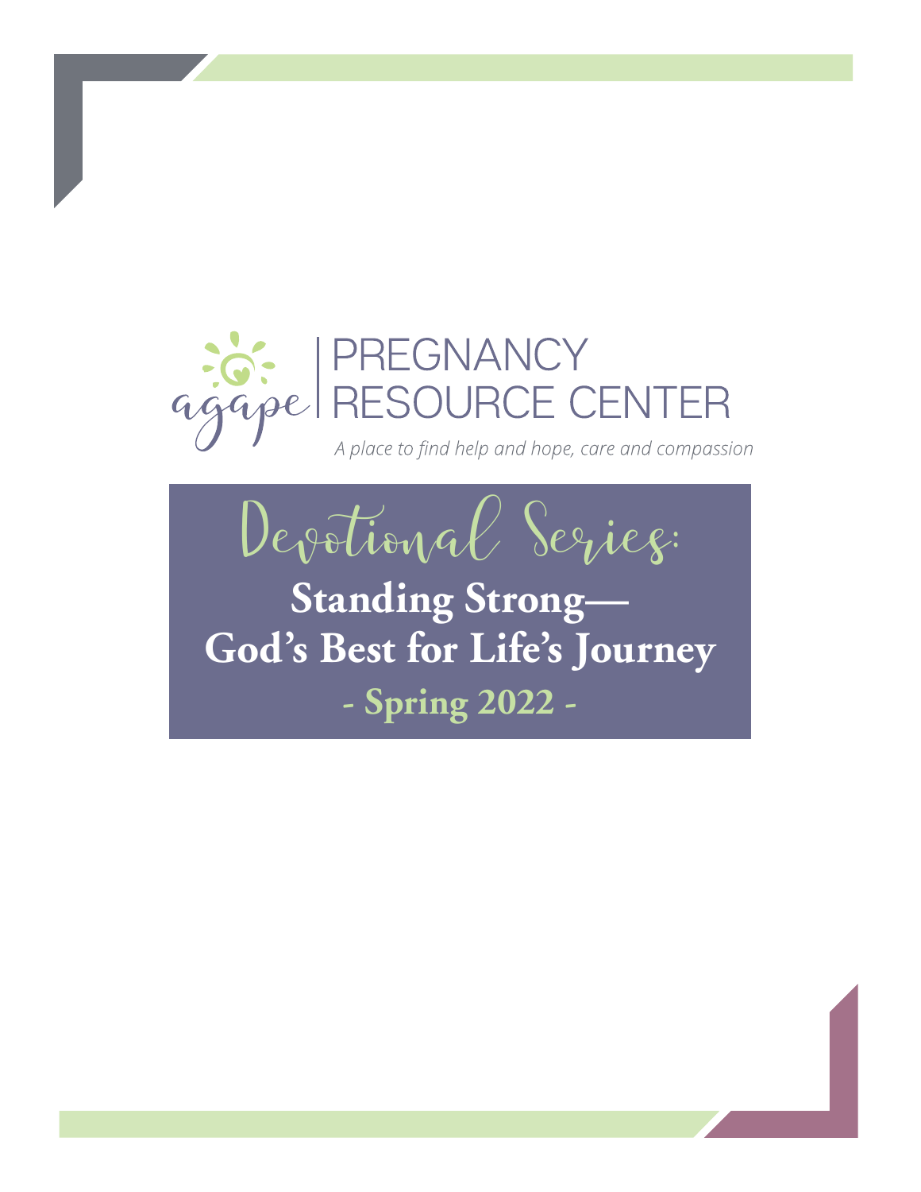agape | PREGNANCY RESOURCE CENTER

*A place to find help and hope, care and compassion*

# Devotional Series:

## Standing Strong— God's Best for Life's Journey

**- Spring 2022 -**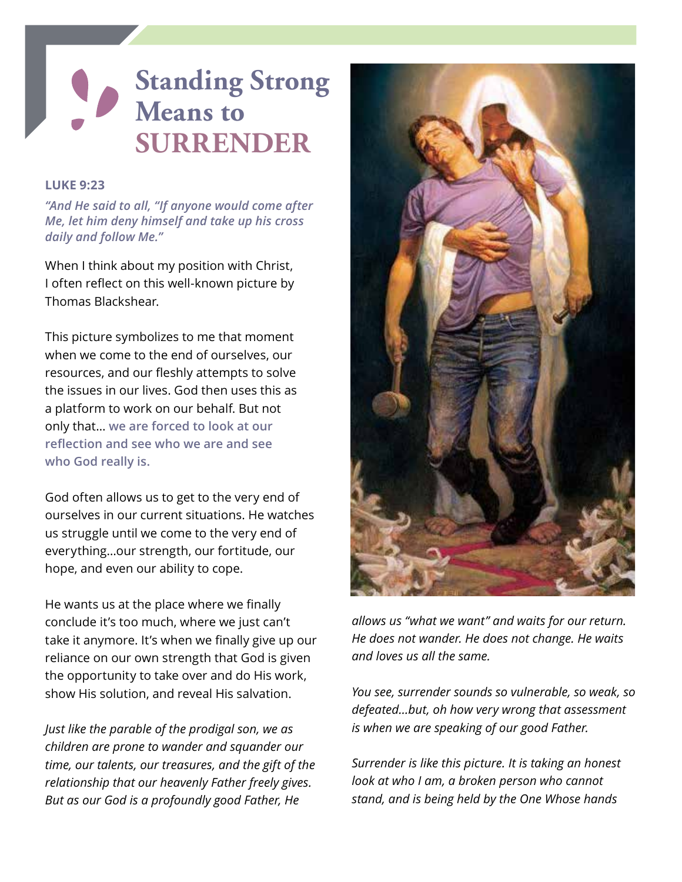# Standing Strong Means to SURRENDER

**LUKE 9:23**

*"And He said to all, "If anyone would come after Me, let him deny himself and take up his cross daily and follow Me."*

When I think about my position with Christ, I often reflect on this well-known picture by Thomas Blackshear.

This picture symbolizes to me that moment when we come to the end of ourselves, our resources, and our fleshly attempts to solve the issues in our lives. God then uses this as a platform to work on our behalf. But not only that... **we are forced to look at our reflection and see who we are and see who God really is.**

God often allows us to get to the very end of ourselves in our current situations. He watches us struggle until we come to the very end of everything...our strength, our fortitude, our hope, and even our ability to cope.

He wants us at the place where we finally conclude it's too much, where we just can't take it anymore. It's when we finally give up our reliance on our own strength that God is given the opportunity to take over and do His work, show His solution, and reveal His salvation.

*Just like the parable of the prodigal son, we as children are prone to wander and squander our time, our talents, our treasures, and the gift of the relationship that our heavenly Father freely gives. But as our God is a profoundly good Father, He allows us "what we want" and waits for our return. He does not wander. He does not change. He waits and loves us all the same.*

*You see, surrender sounds so vulnerable, so weak, so defeated...but, oh how very wrong that assessment is when we are speaking of our good Father.*

*Surrender is like this picture. It is taking an honest look at who I am, a broken person who cannot stand, and is being held by the One Whose hands*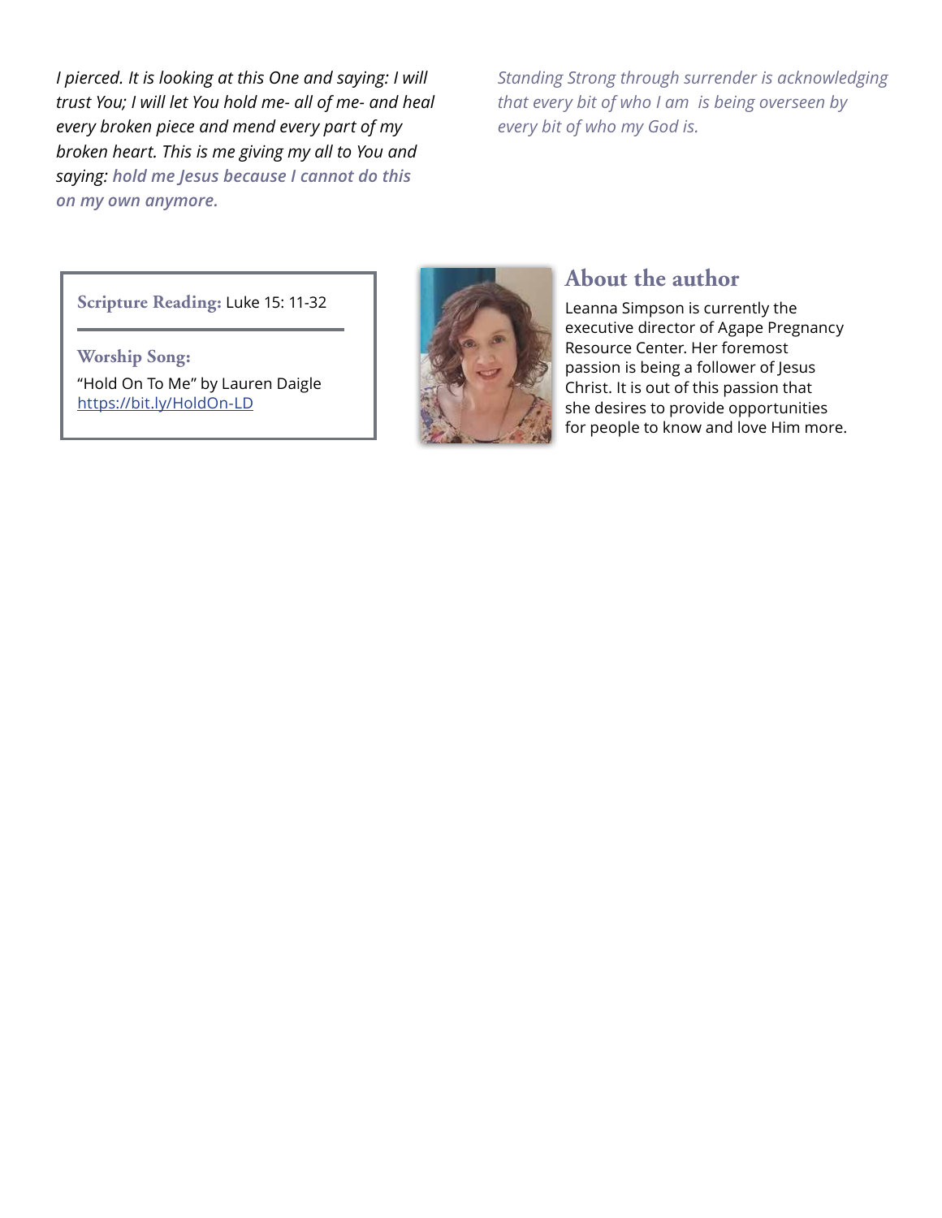*I pierced. It is looking at this One and saying: I will trust You; I will let You hold me- all of me- and heal every broken piece and mend every part of my broken heart. This is me giving my all to You and saying:* ***hold me Jesus because I cannot do this on my own anymore.***

*Standing Strong through surrender is acknowledging that every bit of who I am  is being overseen by every bit of who my God is.*

**Scripture Reading:** Luke 15: 11-32

**Worship Song:**

"Hold On To Me" by Lauren Daigle
https://bit.ly/HoldOn-LD

## About the author

Leanna Simpson is currently the executive director of Agape Pregnancy Resource Center. Her foremost passion is being a follower of Jesus Christ. It is out of this passion that she desires to provide opportunities for people to know and love Him more.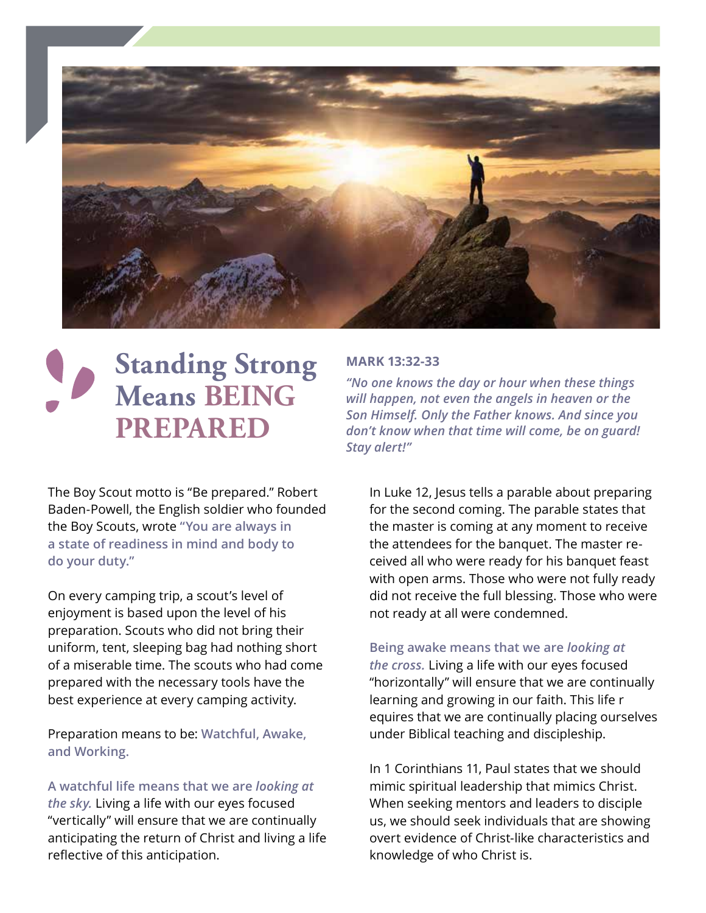# Standing Strong Means BEING PREPARED

**MARK 13:32-33**

***"No one knows the day or hour when these things will happen, not even the angels in heaven or the Son Himself. Only the Father knows. And since you don't know when that time will come, be on guard! Stay alert!"***

The Boy Scout motto is "Be prepared." Robert Baden-Powell, the English soldier who founded the Boy Scouts, wrote **"You are always in a state of readiness in mind and body to do your duty."**

On every camping trip, a scout's level of enjoyment is based upon the level of his preparation. Scouts who did not bring their uniform, tent, sleeping bag had nothing short of a miserable time. The scouts who had come prepared with the necessary tools have the best experience at every camping activity.

Preparation means to be: **Watchful, Awake, and Working.**

**A watchful life means that we are *looking at the sky.*** Living a life with our eyes focused "vertically" will ensure that we are continually anticipating the return of Christ and living a life reflective of this anticipation.

In Luke 12, Jesus tells a parable about preparing for the second coming. The parable states that the master is coming at any moment to receive the attendees for the banquet. The master received all who were ready for his banquet feast with open arms. Those who were not fully ready did not receive the full blessing. Those who were not ready at all were condemned.

**Being awake means that we are *looking at the cross.*** Living a life with our eyes focused "horizontally" will ensure that we are continually learning and growing in our faith. This life r equires that we are continually placing ourselves under Biblical teaching and discipleship.

In 1 Corinthians 11, Paul states that we should mimic spiritual leadership that mimics Christ. When seeking mentors and leaders to disciple us, we should seek individuals that are showing overt evidence of Christ-like characteristics and knowledge of who Christ is.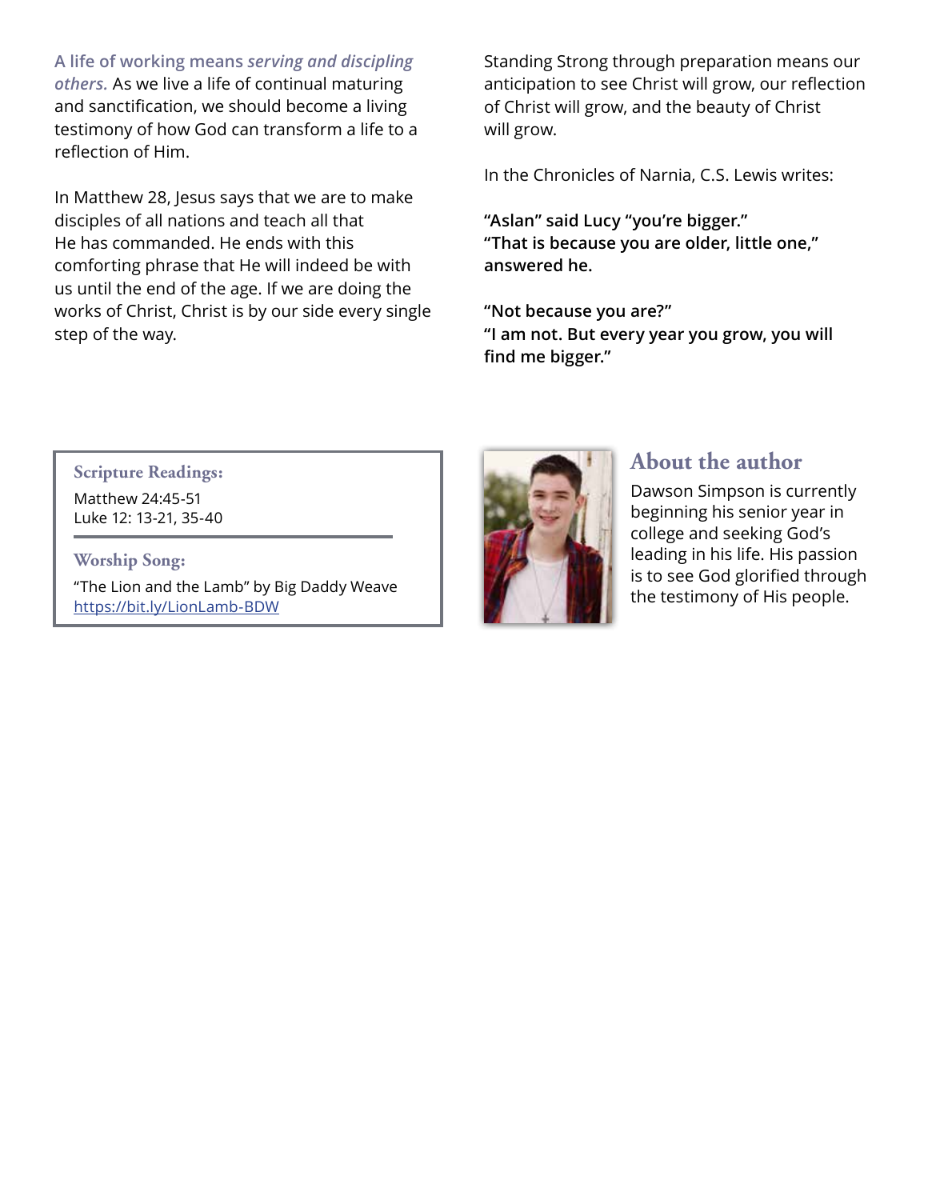**A life of working means *serving and discipling others.*** As we live a life of continual maturing and sanctification, we should become a living testimony of how God can transform a life to a reflection of Him.

In Matthew 28, Jesus says that we are to make disciples of all nations and teach all that He has commanded. He ends with this comforting phrase that He will indeed be with us until the end of the age. If we are doing the works of Christ, Christ is by our side every single step of the way.

Standing Strong through preparation means our anticipation to see Christ will grow, our reflection of Christ will grow, and the beauty of Christ will grow.

In the Chronicles of Narnia, C.S. Lewis writes:

**"Aslan" said Lucy "you're bigger."**
**"That is because you are older, little one," answered he.**

**"Not because you are?"**
**"I am not. But every year you grow, you will find me bigger."**

### Scripture Readings:

Matthew 24:45-51
Luke 12: 13-21, 35-40

### Worship Song:

"The Lion and the Lamb" by Big Daddy Weave
https://bit.ly/LionLamb-BDW

## About the author

Dawson Simpson is currently beginning his senior year in college and seeking God's leading in his life. His passion is to see God glorified through the testimony of His people.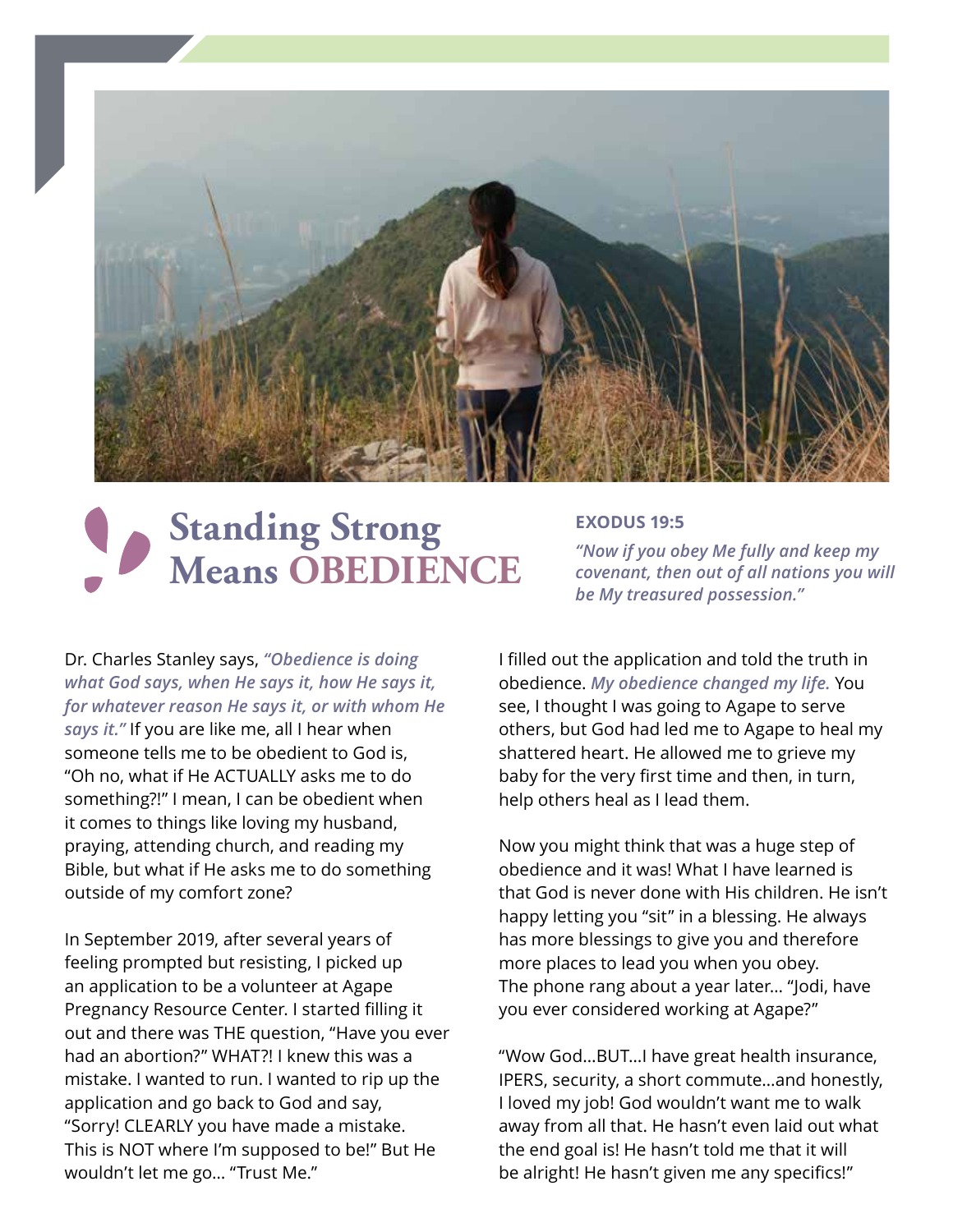# Standing Strong Means OBEDIENCE

**EXODUS 19:5**

***"Now if you obey Me fully and keep my covenant, then out of all nations you will be My treasured possession."***

Dr. Charles Stanley says, ***"Obedience is doing what God says, when He says it, how He says it, for whatever reason He says it, or with whom He says it."*** If you are like me, all I hear when someone tells me to be obedient to God is, "Oh no, what if He ACTUALLY asks me to do something?!" I mean, I can be obedient when it comes to things like loving my husband, praying, attending church, and reading my Bible, but what if He asks me to do something outside of my comfort zone?

In September 2019, after several years of feeling prompted but resisting, I picked up an application to be a volunteer at Agape Pregnancy Resource Center. I started filling it out and there was THE question, "Have you ever had an abortion?" WHAT?! I knew this was a mistake. I wanted to run. I wanted to rip up the application and go back to God and say, "Sorry! CLEARLY you have made a mistake. This is NOT where I'm supposed to be!" But He wouldn't let me go… "Trust Me."

I filled out the application and told the truth in obedience. ***My obedience changed my life.*** You see, I thought I was going to Agape to serve others, but God had led me to Agape to heal my shattered heart. He allowed me to grieve my baby for the very first time and then, in turn, help others heal as I lead them.

Now you might think that was a huge step of obedience and it was! What I have learned is that God is never done with His children. He isn't happy letting you "sit" in a blessing. He always has more blessings to give you and therefore more places to lead you when you obey. The phone rang about a year later… "Jodi, have you ever considered working at Agape?"

"Wow God…BUT…I have great health insurance, IPERS, security, a short commute…and honestly, I loved my job! God wouldn't want me to walk away from all that. He hasn't even laid out what the end goal is! He hasn't told me that it will be alright! He hasn't given me any specifics!"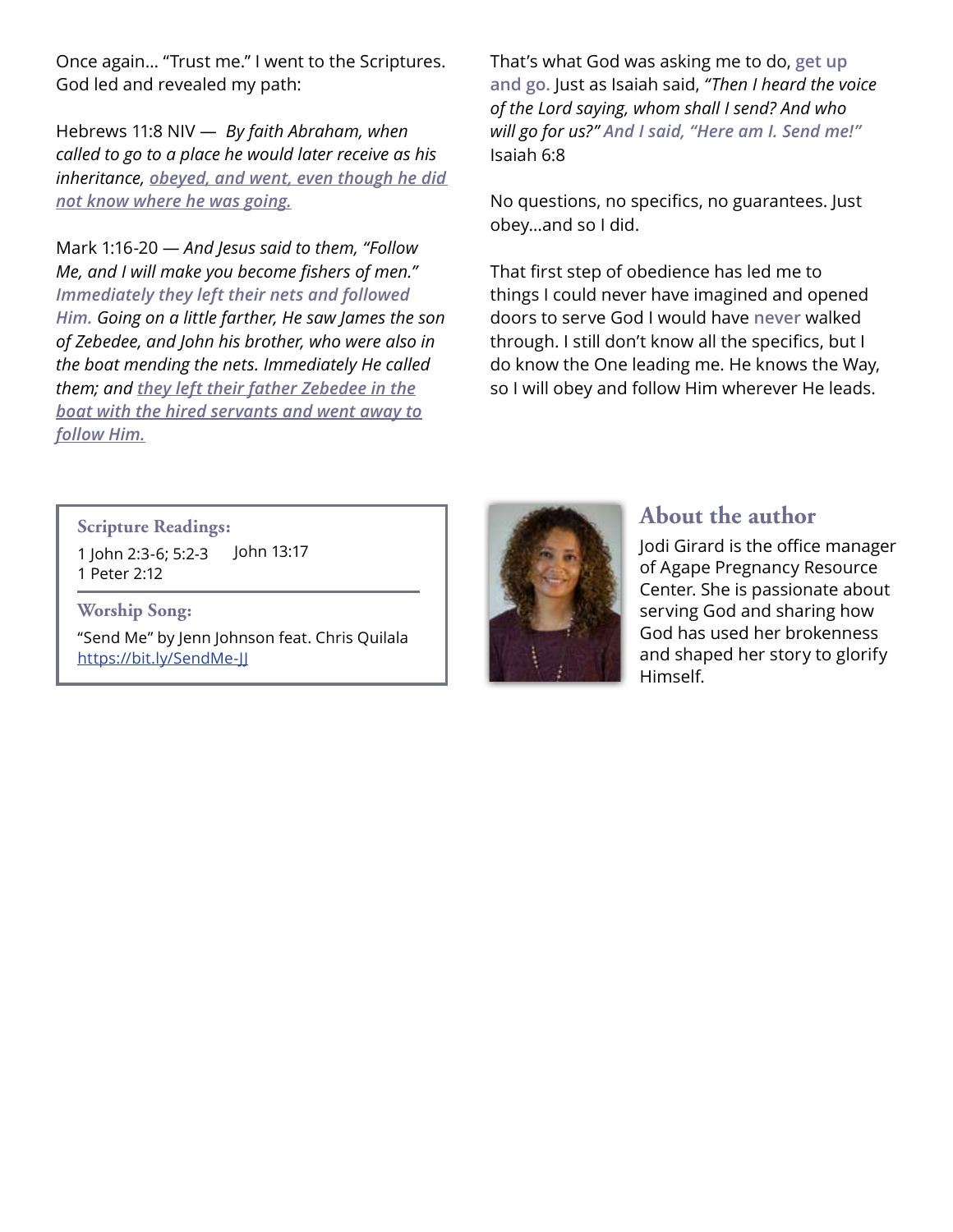Once again… "Trust me." I went to the Scriptures. God led and revealed my path:

Hebrews 11:8 NIV — *By faith Abraham, when called to go to a place he would later receive as his inheritance, **obeyed, and went, even though he did not know where he was going.***

Mark 1:16-20 — *And Jesus said to them, "Follow Me, and I will make you become fishers of men." **Immediately they left their nets and followed Him.** Going on a little farther, He saw James the son of Zebedee, and John his brother, who were also in the boat mending the nets. Immediately He called them; and **they left their father Zebedee in the boat with the hired servants and went away to follow Him.***

That's what God was asking me to do, **get up and go.** Just as Isaiah said, *"Then I heard the voice of the Lord saying, whom shall I send? And who will go for us?" **And I said, "Here am I. Send me!"*** Isaiah 6:8

No questions, no specifics, no guarantees. Just obey…and so I did.

That first step of obedience has led me to things I could never have imagined and opened doors to serve God I would have **never** walked through. I still don't know all the specifics, but I do know the One leading me. He knows the Way, so I will obey and follow Him wherever He leads.

**Scripture Readings:**

1 John 2:3-6; 5:2-3
John 13:17
1 Peter 2:12

**Worship Song:**

"Send Me" by Jenn Johnson feat. Chris Quilala
https://bit.ly/SendMe-JJ

## About the author

Jodi Girard is the office manager of Agape Pregnancy Resource Center. She is passionate about serving God and sharing how God has used her brokenness and shaped her story to glorify Himself.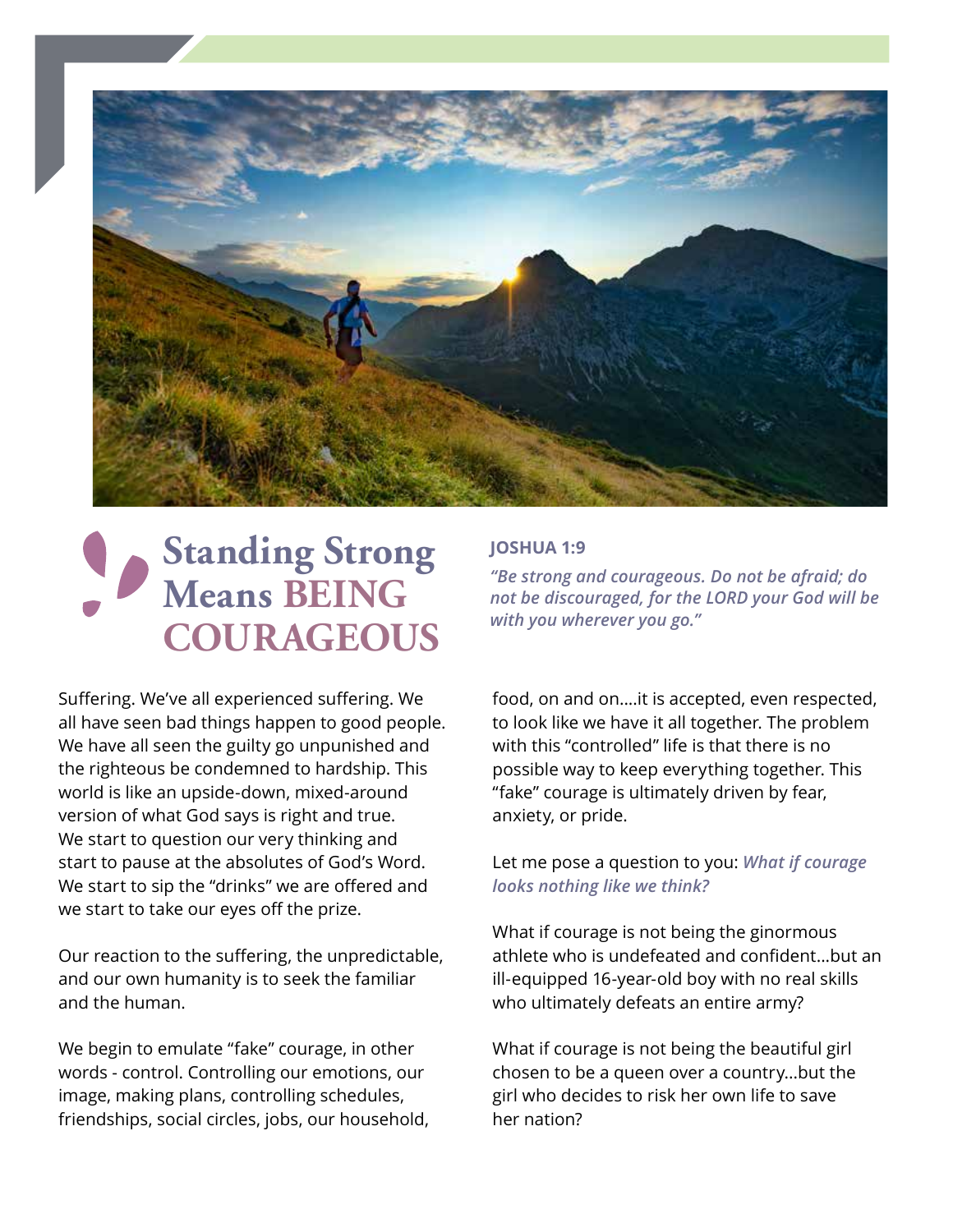# Standing Strong Means BEING COURAGEOUS

**JOSHUA 1:9**

*"Be strong and courageous. Do not be afraid; do not be discouraged, for the LORD your God will be with you wherever you go."*

Suffering. We've all experienced suffering. We all have seen bad things happen to good people. We have all seen the guilty go unpunished and the righteous be condemned to hardship. This world is like an upside-down, mixed-around version of what God says is right and true. We start to question our very thinking and start to pause at the absolutes of God's Word. We start to sip the "drinks" we are offered and we start to take our eyes off the prize.

Our reaction to the suffering, the unpredictable, and our own humanity is to seek the familiar and the human.

We begin to emulate "fake" courage, in other words - control. Controlling our emotions, our image, making plans, controlling schedules, friendships, social circles, jobs, our household, food, on and on....it is accepted, even respected, to look like we have it all together. The problem with this "controlled" life is that there is no possible way to keep everything together. This "fake" courage is ultimately driven by fear, anxiety, or pride.

Let me pose a question to you: ***What if courage looks nothing like we think?***

What if courage is not being the ginormous athlete who is undefeated and confident...but an ill-equipped 16-year-old boy with no real skills who ultimately defeats an entire army?

What if courage is not being the beautiful girl chosen to be a queen over a country...but the girl who decides to risk her own life to save her nation?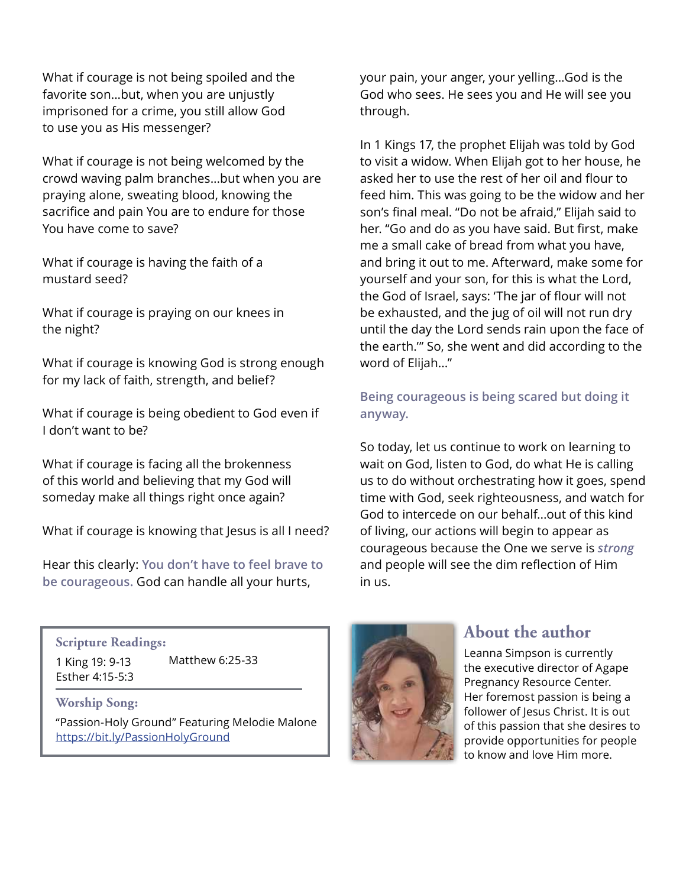What if courage is not being spoiled and the favorite son…but, when you are unjustly imprisoned for a crime, you still allow God to use you as His messenger?

What if courage is not being welcomed by the crowd waving palm branches…but when you are praying alone, sweating blood, knowing the sacrifice and pain You are to endure for those You have come to save?

What if courage is having the faith of a mustard seed?

What if courage is praying on our knees in the night?

What if courage is knowing God is strong enough for my lack of faith, strength, and belief?

What if courage is being obedient to God even if I don't want to be?

What if courage is facing all the brokenness of this world and believing that my God will someday make all things right once again?

What if courage is knowing that Jesus is all I need?

Hear this clearly: **You don't have to feel brave to be courageous.** God can handle all your hurts, your pain, your anger, your yelling…God is the God who sees. He sees you and He will see you through.

In 1 Kings 17, the prophet Elijah was told by God to visit a widow. When Elijah got to her house, he asked her to use the rest of her oil and flour to feed him. This was going to be the widow and her son's final meal. "Do not be afraid," Elijah said to her. "Go and do as you have said. But first, make me a small cake of bread from what you have, and bring it out to me. Afterward, make some for yourself and your son, for this is what the Lord, the God of Israel, says: 'The jar of flour will not be exhausted, and the jug of oil will not run dry until the day the Lord sends rain upon the face of the earth.'" So, she went and did according to the word of Elijah…"

**Being courageous is being scared but doing it anyway.**

So today, let us continue to work on learning to wait on God, listen to God, do what He is calling us to do without orchestrating how it goes, spend time with God, seek righteousness, and watch for God to intercede on our behalf…out of this kind of living, our actions will begin to appear as courageous because the One we serve is ***strong*** and people will see the dim reflection of Him in us.

**Scripture Readings:**

1 King 19: 9-13
Esther 4:15-5:3
Matthew 6:25-33

**Worship Song:**

"Passion-Holy Ground" Featuring Melodie Malone
https://bit.ly/PassionHolyGround

## About the author

Leanna Simpson is currently the executive director of Agape Pregnancy Resource Center. Her foremost passion is being a follower of Jesus Christ. It is out of this passion that she desires to provide opportunities for people to know and love Him more.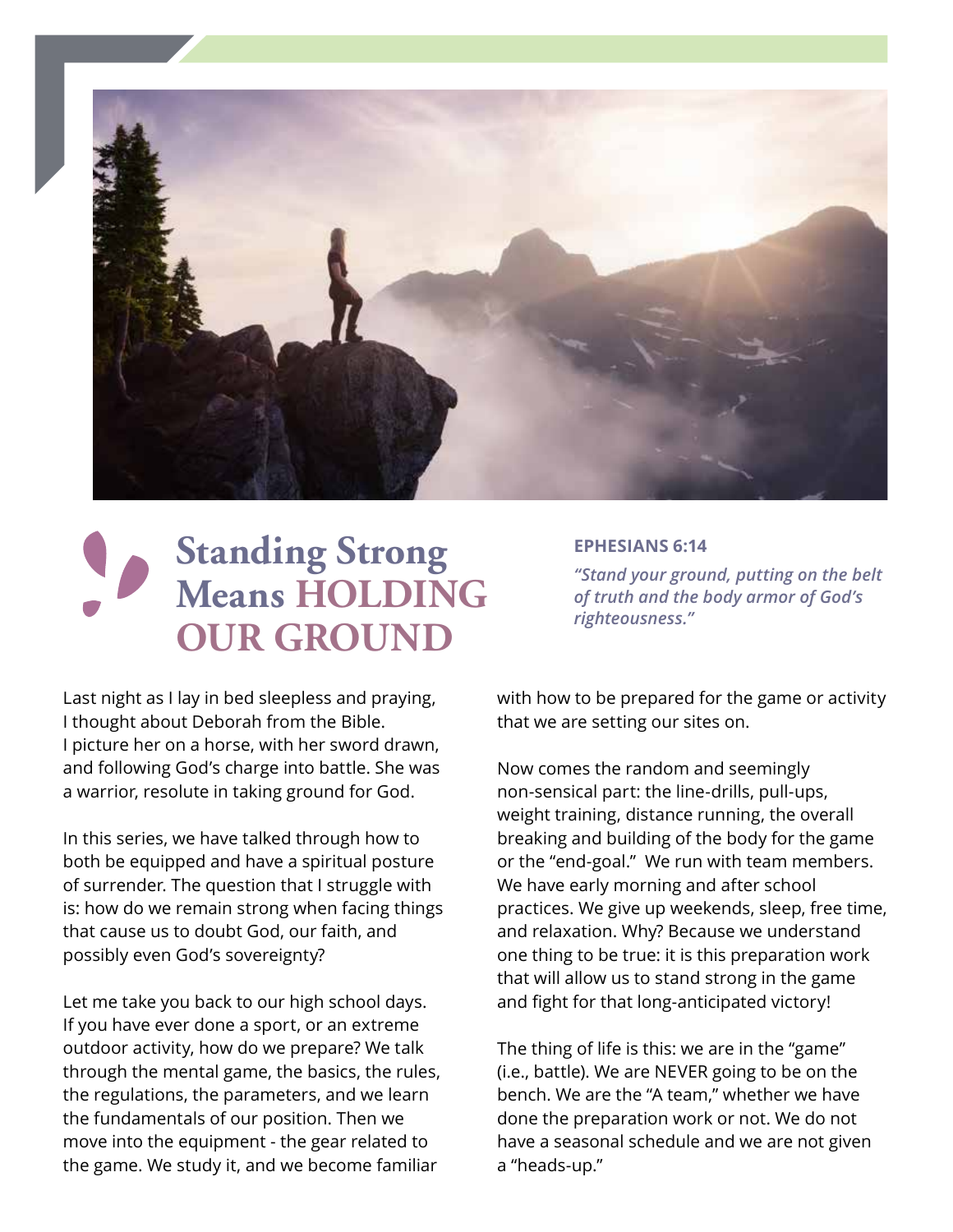# Standing Strong Means HOLDING OUR GROUND

**EPHESIANS 6:14**

***"Stand your ground, putting on the belt of truth and the body armor of God's righteousness."***

Last night as I lay in bed sleepless and praying, I thought about Deborah from the Bible. I picture her on a horse, with her sword drawn, and following God's charge into battle. She was a warrior, resolute in taking ground for God.

In this series, we have talked through how to both be equipped and have a spiritual posture of surrender. The question that I struggle with is: how do we remain strong when facing things that cause us to doubt God, our faith, and possibly even God's sovereignty?

Let me take you back to our high school days. If you have ever done a sport, or an extreme outdoor activity, how do we prepare? We talk through the mental game, the basics, the rules, the regulations, the parameters, and we learn the fundamentals of our position. Then we move into the equipment - the gear related to the game. We study it, and we become familiar with how to be prepared for the game or activity that we are setting our sites on.

Now comes the random and seemingly non-sensical part: the line-drills, pull-ups, weight training, distance running, the overall breaking and building of the body for the game or the "end-goal." We run with team members. We have early morning and after school practices. We give up weekends, sleep, free time, and relaxation. Why? Because we understand one thing to be true: it is this preparation work that will allow us to stand strong in the game and fight for that long-anticipated victory!

The thing of life is this: we are in the "game" (i.e., battle). We are NEVER going to be on the bench. We are the "A team," whether we have done the preparation work or not. We do not have a seasonal schedule and we are not given a "heads-up."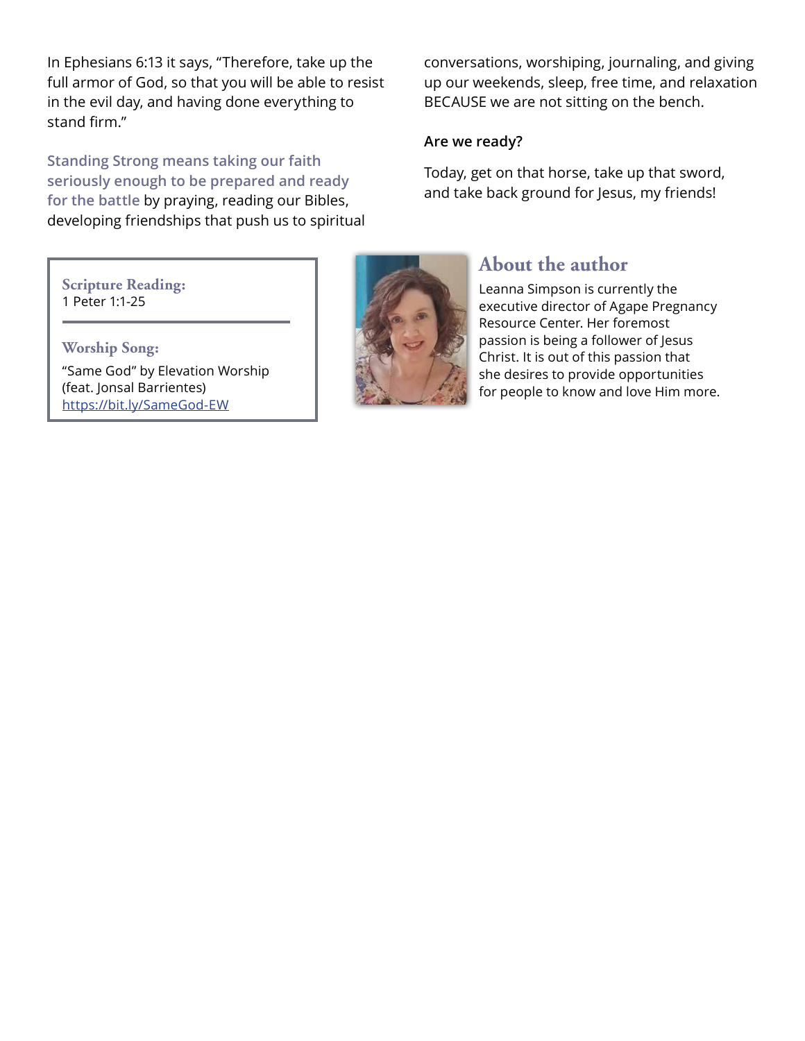In Ephesians 6:13 it says, "Therefore, take up the full armor of God, so that you will be able to resist in the evil day, and having done everything to stand firm."

**Standing Strong means taking our faith seriously enough to be prepared and ready for the battle** by praying, reading our Bibles, developing friendships that push us to spiritual conversations, worshiping, journaling, and giving up our weekends, sleep, free time, and relaxation BECAUSE we are not sitting on the bench.

**Are we ready?**

Today, get on that horse, take up that sword, and take back ground for Jesus, my friends!

**Scripture Reading:**
1 Peter 1:1-25

---

**Worship Song:**
"Same God" by Elevation Worship (feat. Jonsal Barrientes)
https://bit.ly/SameGod-EW

## About the author

Leanna Simpson is currently the executive director of Agape Pregnancy Resource Center. Her foremost passion is being a follower of Jesus Christ. It is out of this passion that she desires to provide opportunities for people to know and love Him more.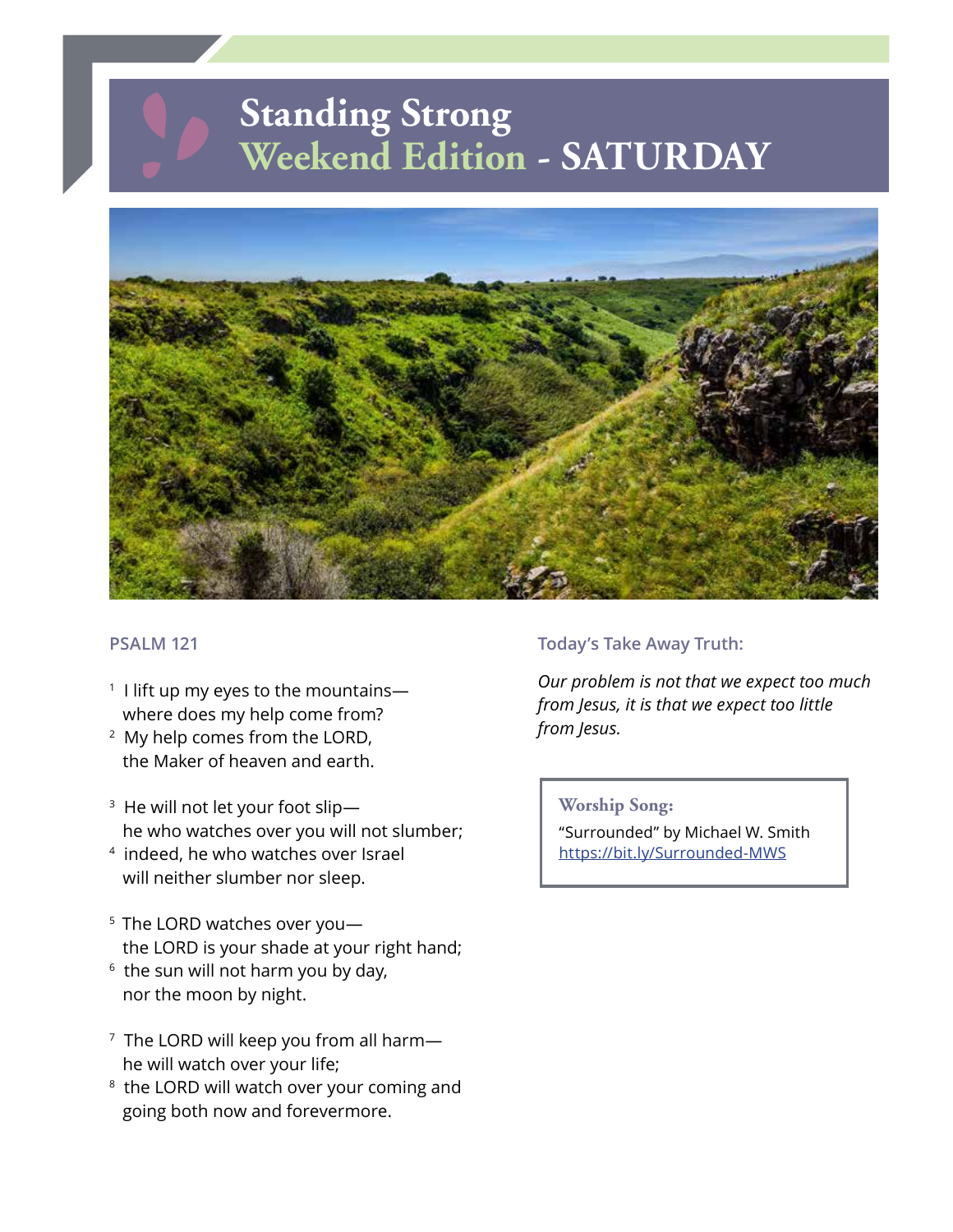# Standing Strong
## Weekend Edition - SATURDAY

### PSALM 121

[1] I lift up my eyes to the mountains—
where does my help come from?
[2] My help comes from the LORD,
the Maker of heaven and earth.

[3] He will not let your foot slip—
he who watches over you will not slumber;
[4] indeed, he who watches over Israel
will neither slumber nor sleep.

[5] The LORD watches over you—
the LORD is your shade at your right hand;
[6] the sun will not harm you by day,
nor the moon by night.

[7] The LORD will keep you from all harm—
he will watch over your life;
[8] the LORD will watch over your coming and
going both now and forevermore.

### Today's Take Away Truth:

*Our problem is not that we expect too much from Jesus, it is that we expect too little from Jesus.*

**Worship Song:**

"Surrounded" by Michael W. Smith
https://bit.ly/Surrounded-MWS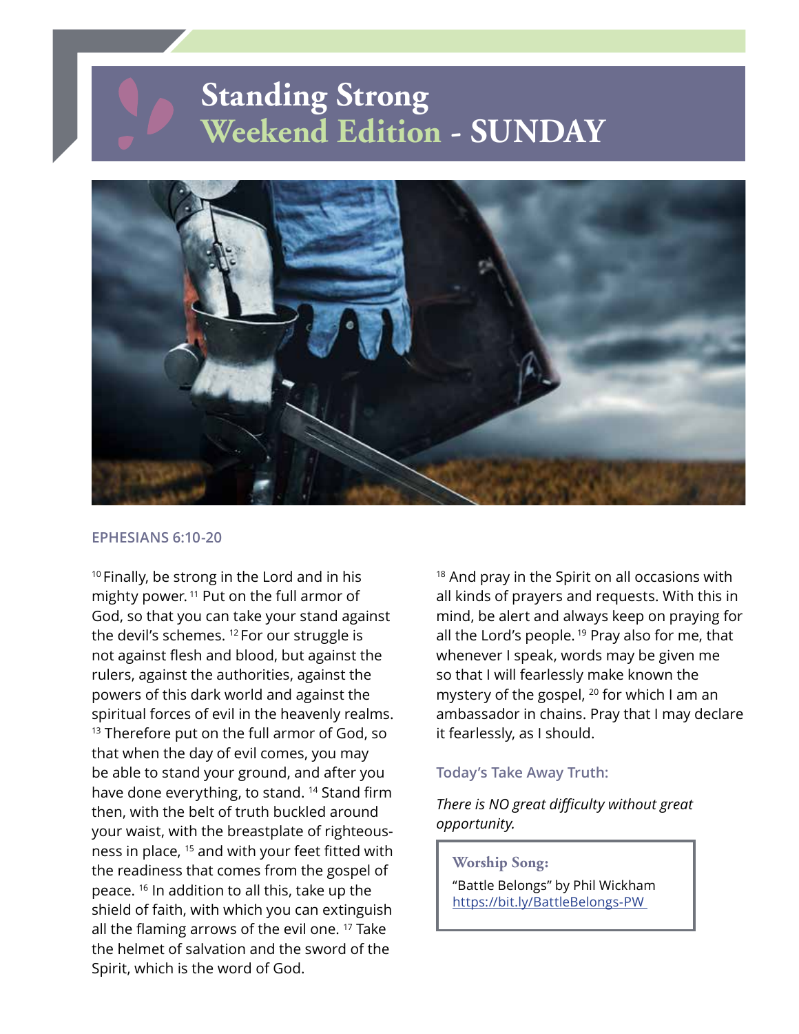# Standing Strong
## Weekend Edition - SUNDAY

**EPHESIANS 6:10-20**

[10] Finally, be strong in the Lord and in his mighty power. [11] Put on the full armor of God, so that you can take your stand against the devil's schemes. [12] For our struggle is not against flesh and blood, but against the rulers, against the authorities, against the powers of this dark world and against the spiritual forces of evil in the heavenly realms. [13] Therefore put on the full armor of God, so that when the day of evil comes, you may be able to stand your ground, and after you have done everything, to stand. [14] Stand firm then, with the belt of truth buckled around your waist, with the breastplate of righteousness in place, [15] and with your feet fitted with the readiness that comes from the gospel of peace. [16] In addition to all this, take up the shield of faith, with which you can extinguish all the flaming arrows of the evil one. [17] Take the helmet of salvation and the sword of the Spirit, which is the word of God.

[18] And pray in the Spirit on all occasions with all kinds of prayers and requests. With this in mind, be alert and always keep on praying for all the Lord's people. [19] Pray also for me, that whenever I speak, words may be given me so that I will fearlessly make known the mystery of the gospel, [20] for which I am an ambassador in chains. Pray that I may declare it fearlessly, as I should.

**Today's Take Away Truth:**

*There is NO great difficulty without great opportunity.*

**Worship Song:**

"Battle Belongs" by Phil Wickham
https://bit.ly/BattleBelongs-PW